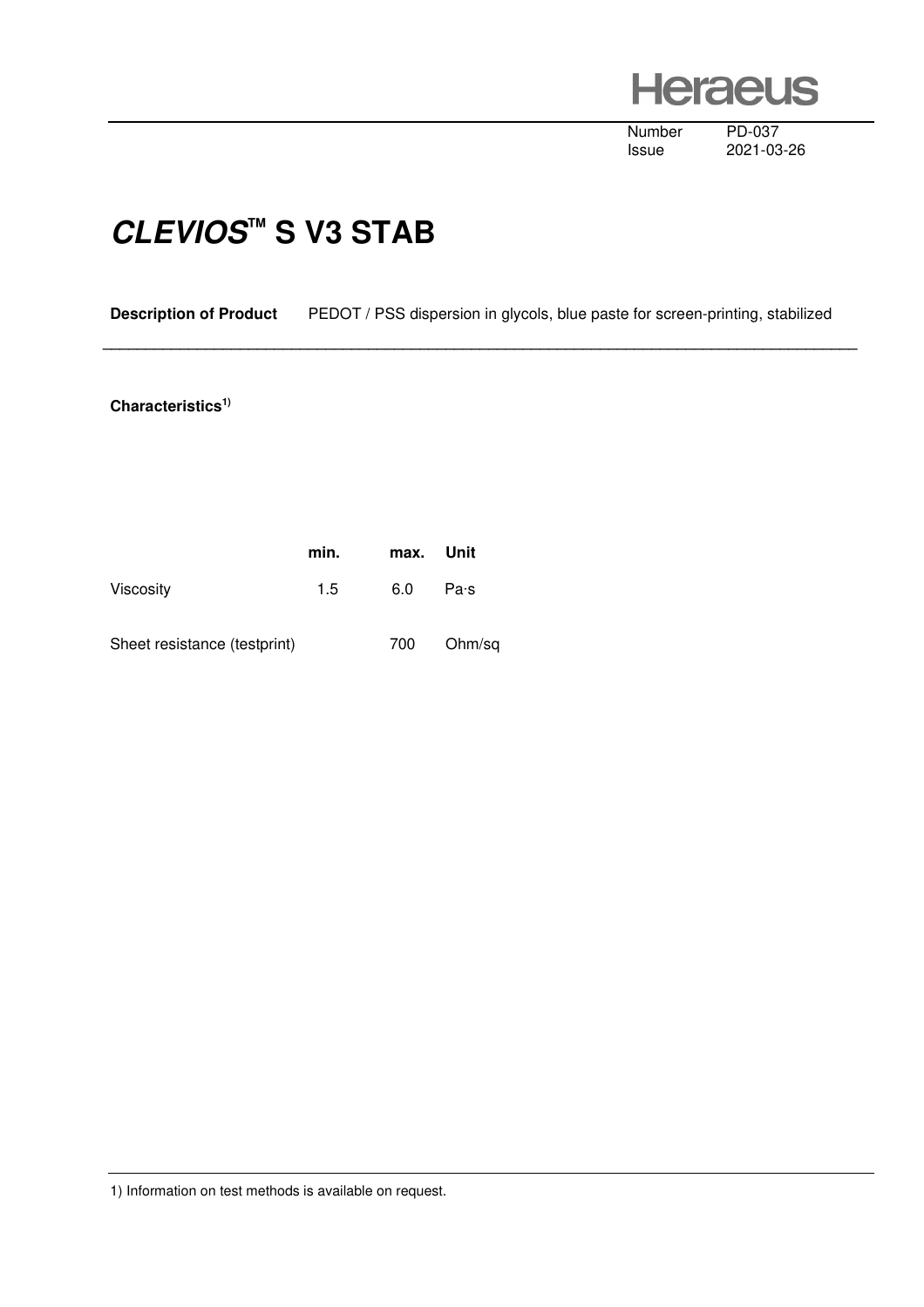Heraeus

Number PD-037
Issue 2021-03-26

# CLEVIOS™ S V3 STAB

**Description of Product** PEDOT / PSS dispersion in glycols, blue paste for screen-printing, stabilized

**Characteristics[1)]**

| | min. | max. | Unit |
|---|---|---|---|
| Viscosity | 1.5 | 6.0 | Pa·s |
| Sheet resistance (testprint) | | 700 | Ohm/sq |

1) Information on test methods is available on request.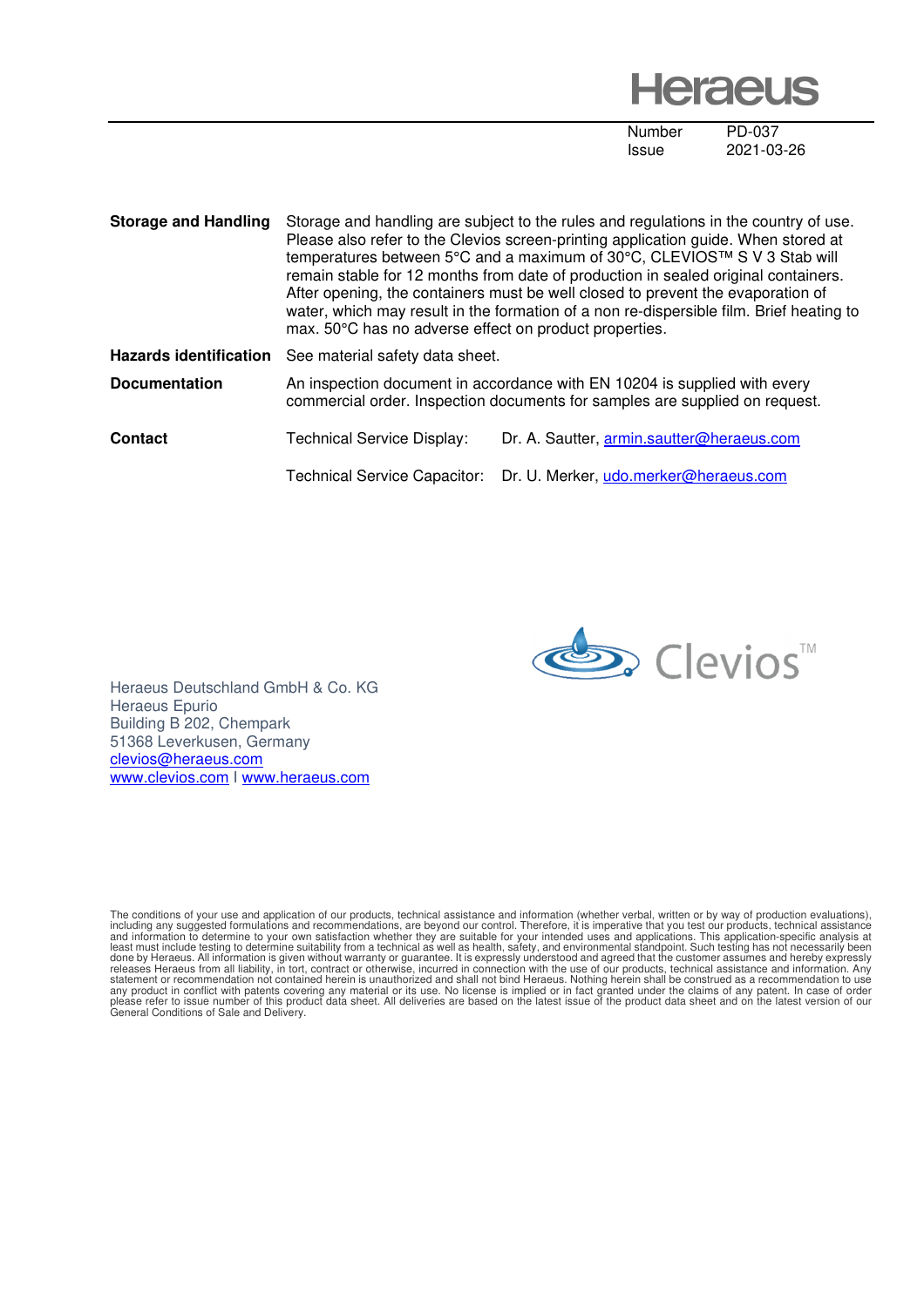Number PD-037
Issue 2021-03-26

| | |
|---|---|
| **Storage and Handling** | Storage and handling are subject to the rules and regulations in the country of use. Please also refer to the Clevios screen-printing application guide. When stored at temperatures between 5°C and a maximum of 30°C, CLEVIOS™ S V 3 Stab will remain stable for 12 months from date of production in sealed original containers. After opening, the containers must be well closed to prevent the evaporation of water, which may result in the formation of a non re-dispersible film. Brief heating to max. 50°C has no adverse effect on product properties. |
| **Hazards identification** | See material safety data sheet. |
| **Documentation** | An inspection document in accordance with EN 10204 is supplied with every commercial order. Inspection documents for samples are supplied on request. |
| **Contact** | Technical Service Display: Dr. A. Sautter, armin.sautter@heraeus.com |
| | Technical Service Capacitor: Dr. U. Merker, udo.merker@heraeus.com |

Heraeus Deutschland GmbH & Co. KG
Heraeus Epurio
Building B 202, Chempark
51368 Leverkusen, Germany
clevios@heraeus.com
www.clevios.com I www.heraeus.com

The conditions of your use and application of our products, technical assistance and information (whether verbal, written or by way of production evaluations), including any suggested formulations and recommendations, are beyond our control. Therefore, it is imperative that you test our products, technical assistance and information to determine to your own satisfaction whether they are suitable for your intended uses and applications. This application-specific analysis at least must include testing to determine suitability from a technical as well as health, safety, and environmental standpoint. Such testing has not necessarily been done by Heraeus. All information is given without warranty or guarantee. It is expressly understood and agreed that the customer assumes and hereby expressly releases Heraeus from all liability, in tort, contract or otherwise, incurred in connection with the use of our products, technical assistance and information. Any statement or recommendation not contained herein is unauthorized and shall not bind Heraeus. Nothing herein shall be construed as a recommendation to use any product in conflict with patents covering any material or its use. No license is implied or in fact granted under the claims of any patent. In case of order please refer to issue number of this product data sheet. All deliveries are based on the latest issue of the product data sheet and on the latest version of our General Conditions of Sale and Delivery.